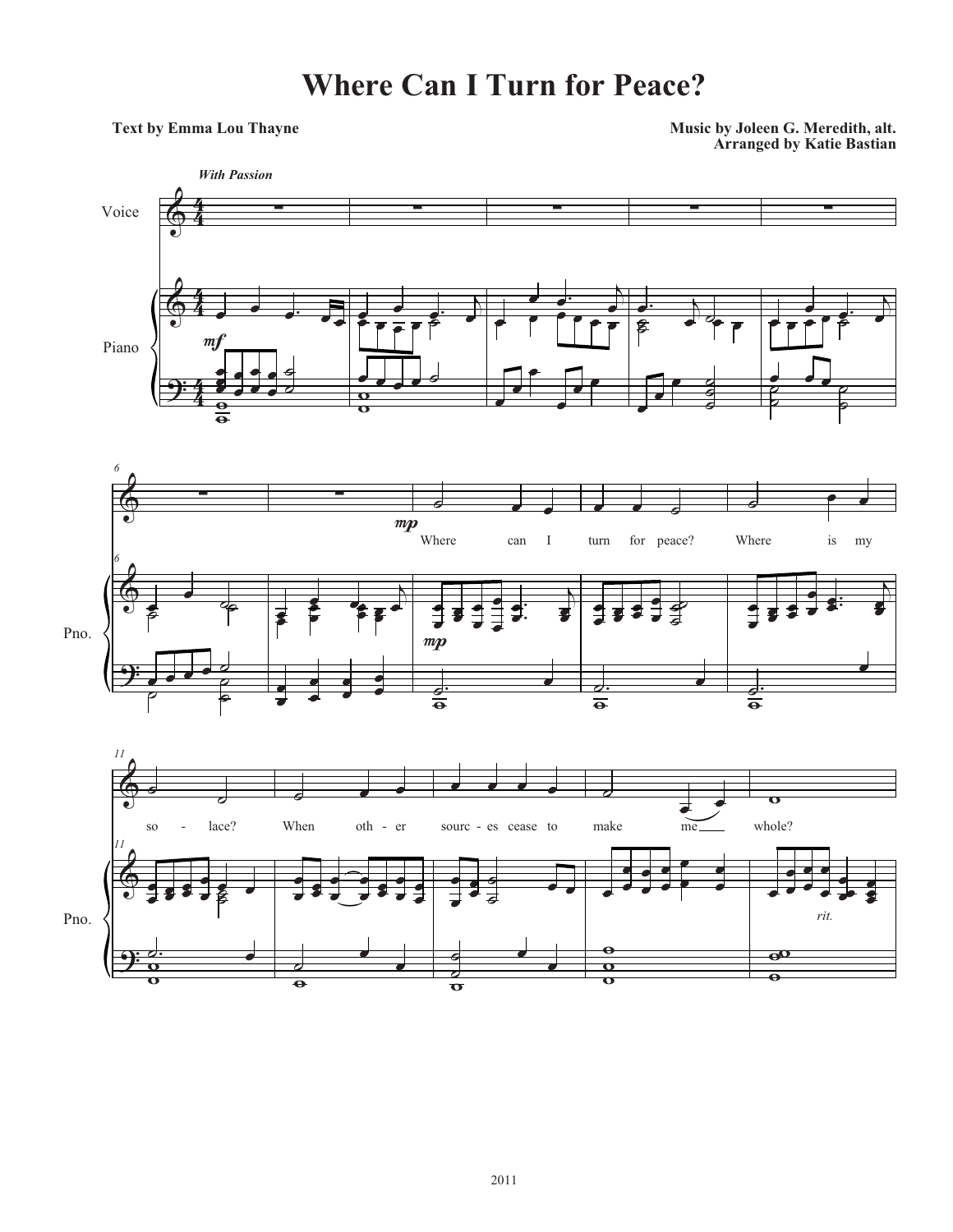# Where Can I Turn for Peace?

**Text by Emma Lou Thayne**

**Music by Joleen G. Meredith, alt.**
**Arranged by Katie Bastian**

*With Passion*

Where can I turn for peace? Where is my solace? When other sources cease to make me whole?

2011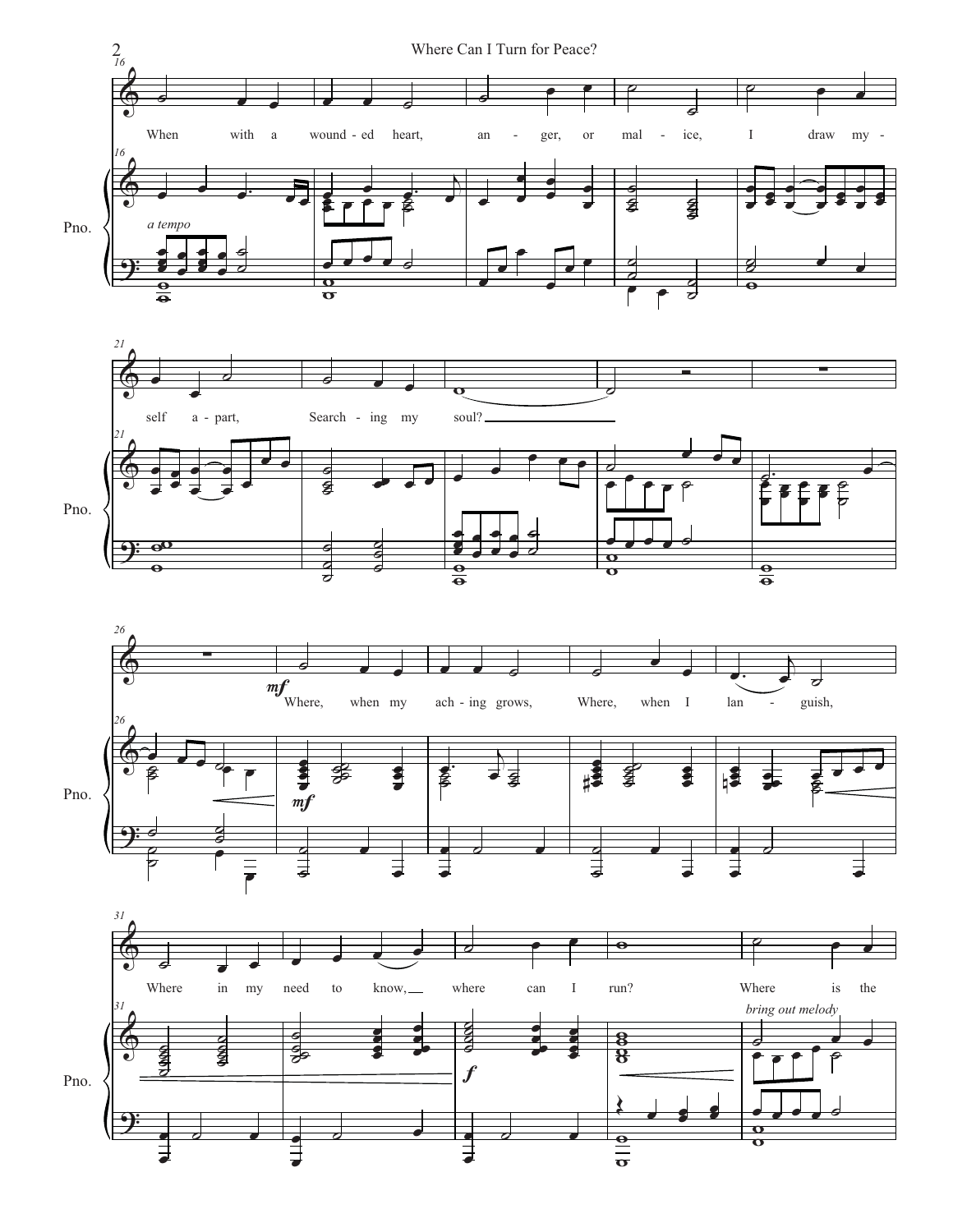When with a wound-ed heart, an-ger, or mal-ice, I draw my-self a-part, Search-ing my soul?

Where, when my ach-ing grows, Where, when I lan-guish, Where in my need to know, where can I run? Where is the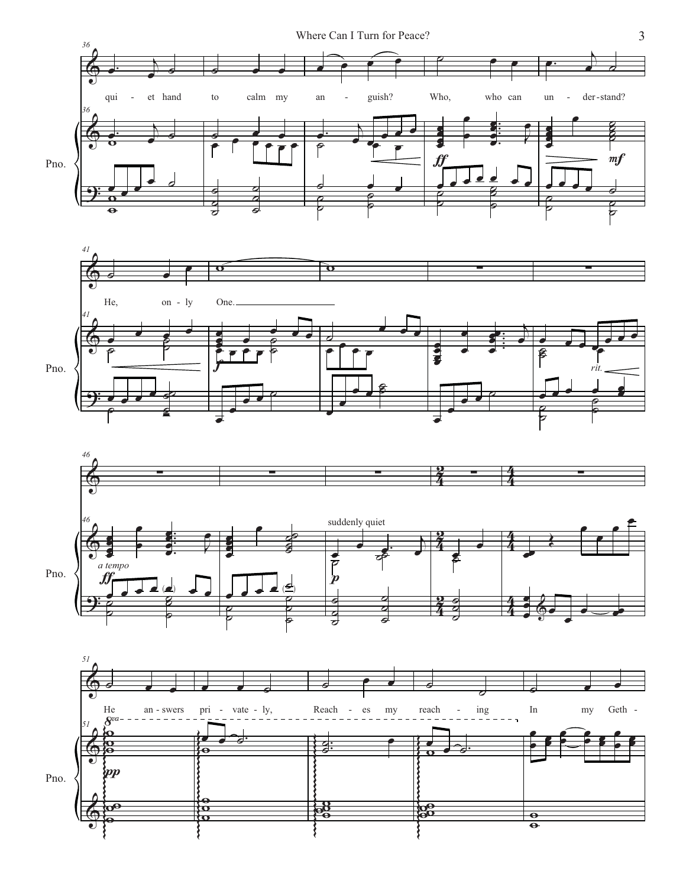quiet hand to calm my anguish? Who, who can understand?

He, only One.

He answers privately, Reaching my reaching In my Geth-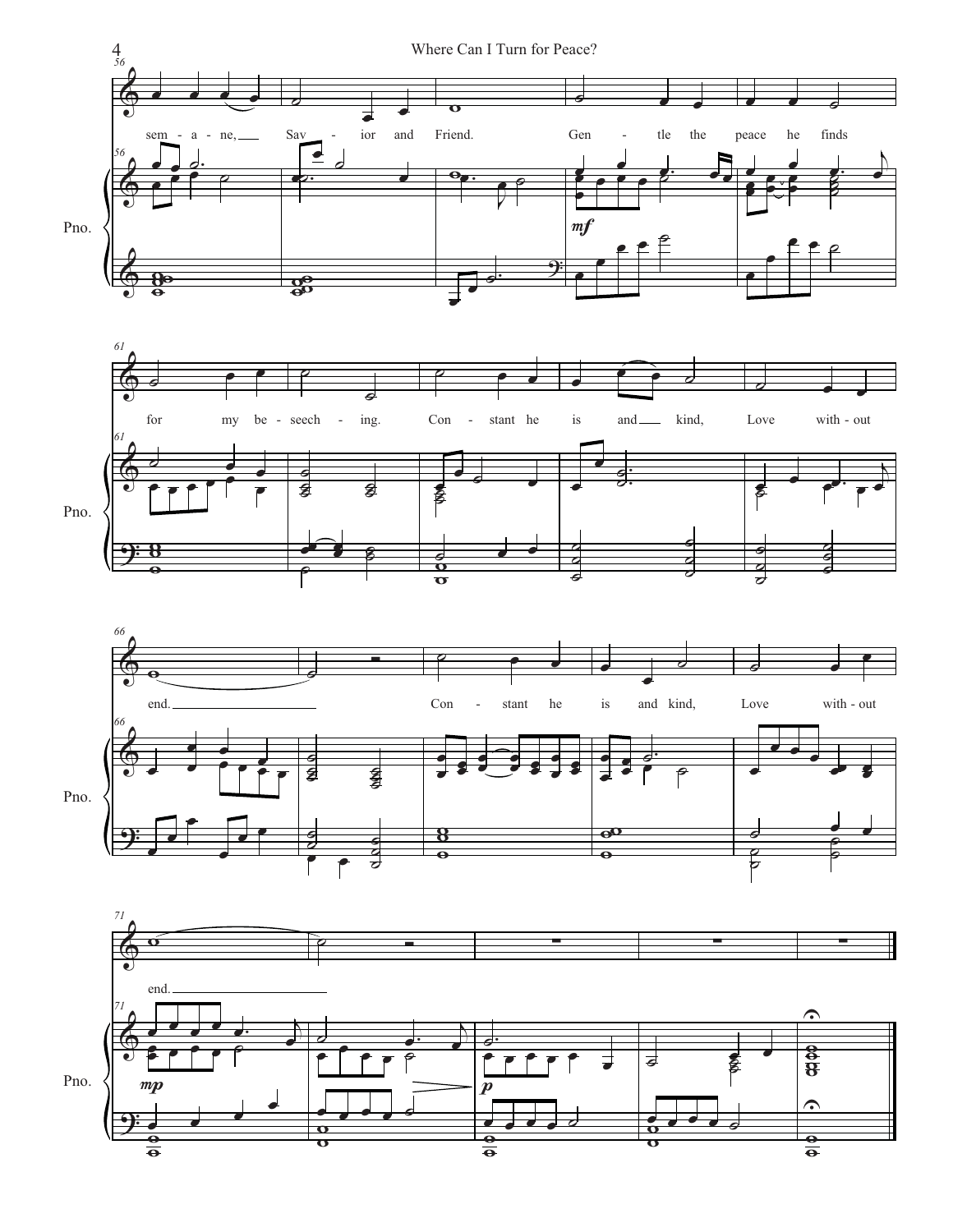sem - a - ne, Sav - ior and Friend. Gen - tle the peace he finds

for my be - seech - ing. Con - stant he is and kind, Love with - out

end. Con - stant he is and kind, Love with - out

end.

Pno.

Pno.

Pno.

Pno.